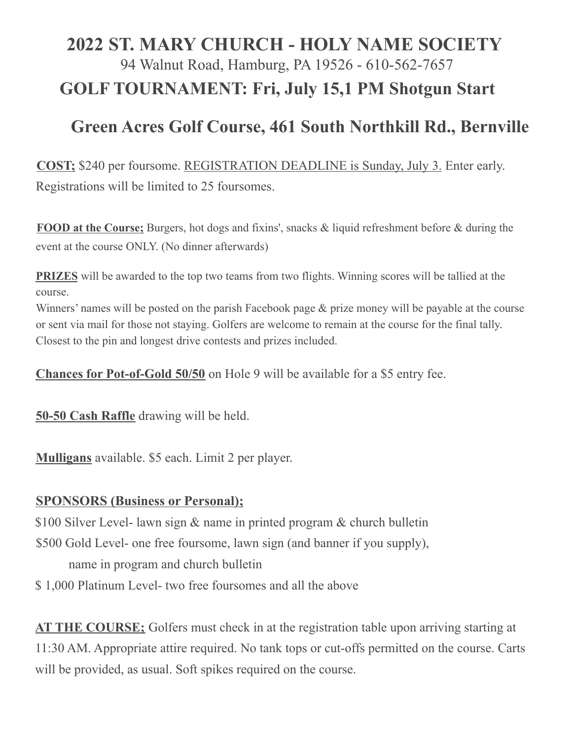# 2022 ST. MARY CHURCH - HOLY NAME SOCIETY

94 Walnut Road, Hamburg, PA 19526 - 610-562-7657

## GOLF TOURNAMENT: Fri, July 15,1 PM Shotgun Start

## Green Acres Golf Course, 461 South Northkill Rd., Bernville

**COST;** $240 per foursome. REGISTRATION DEADLINE is Sunday, July 3. Enter early. Registrations will be limited to 25 foursomes.

**FOOD at the Course;** Burgers, hot dogs and fixins', snacks & liquid refreshment before & during the event at the course ONLY. (No dinner afterwards)

**PRIZES** will be awarded to the top two teams from two flights. Winning scores will be tallied at the course.
Winners' names will be posted on the parish Facebook page & prize money will be payable at the course or sent via mail for those not staying. Golfers are welcome to remain at the course for the final tally. Closest to the pin and longest drive contests and prizes included.

**Chances for Pot-of-Gold 50/50** on Hole 9 will be available for a $5 entry fee.

**50-50 Cash Raffle** drawing will be held.

**Mulligans** available. $5 each. Limit 2 per player.

**SPONSORS (Business or Personal);**

$100 Silver Level- lawn sign & name in printed program & church bulletin
$500 Gold Level- one free foursome, lawn sign (and banner if you supply), name in program and church bulletin
$ 1,000 Platinum Level- two free foursomes and all the above

**AT THE COURSE;** Golfers must check in at the registration table upon arriving starting at 11:30 AM. Appropriate attire required. No tank tops or cut-offs permitted on the course. Carts will be provided, as usual. Soft spikes required on the course.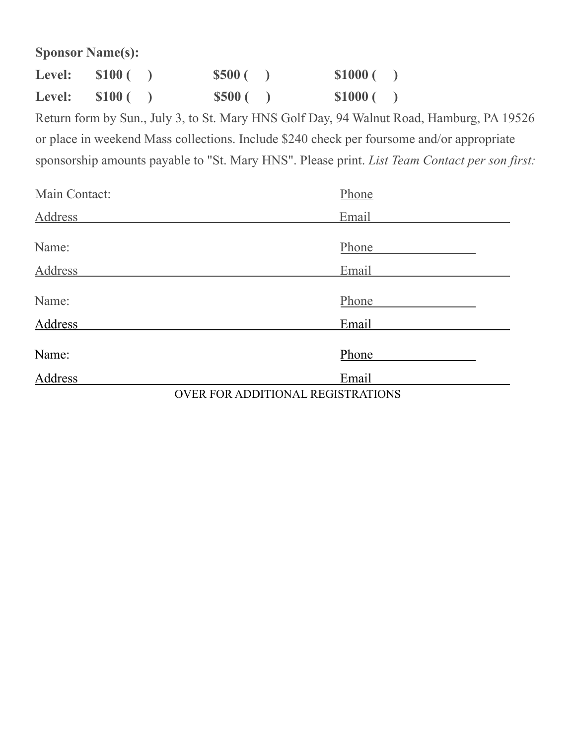**Sponsor Name(s):**

**Level: $100 ( ) $500 ( ) $1000 ( )**

**Level: $100 ( ) $500 ( ) $1000 ( )**

Return form by Sun., July 3, to St. Mary HNS Golf Day, 94 Walnut Road, Hamburg, PA 19526 or place in weekend Mass collections. Include $240 check per foursome and/or appropriate sponsorship amounts payable to "St. Mary HNS". Please print. *List Team Contact per son first:*

Main Contact: Phone

Address Email

Name: Phone

Address Email

Name: Phone

Address Email

Name: Phone

Address Email

OVER FOR ADDITIONAL REGISTRATIONS